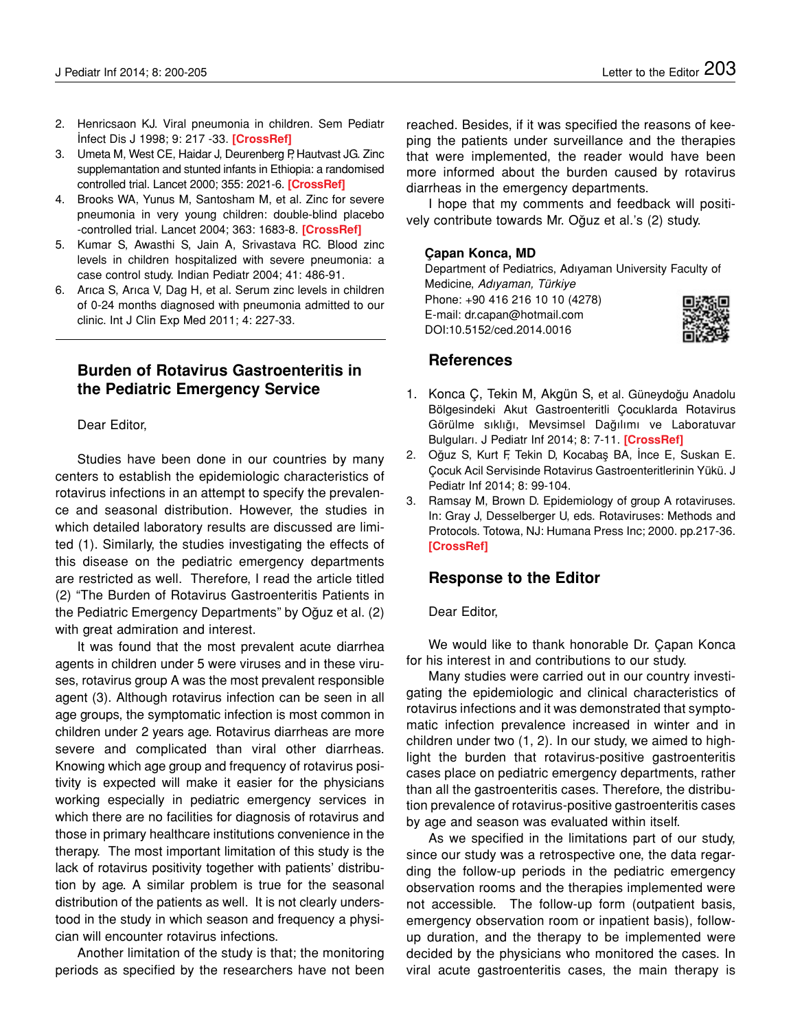2. Henricsaon KJ. Viral pneumonia in children. Sem Pediatr İnfect Dis J 1998; 9: 217 -33. [CrossRef]
3. Umeta M, West CE, Haidar J, Deurenberg P, Hautvast JG. Zinc supplemantation and stunted infants in Ethiopia: a randomised controlled trial. Lancet 2000; 355: 2021-6. [CrossRef]
4. Brooks WA, Yunus M, Santosham M, et al. Zinc for severe pneumonia in very young children: double-blind placebo -controlled trial. Lancet 2004; 363: 1683-8. [CrossRef]
5. Kumar S, Awasthi S, Jain A, Srivastava RC. Blood zinc levels in children hospitalized with severe pneumonia: a case control study. Indian Pediatr 2004; 41: 486-91.
6. Arıca S, Arıca V, Dag H, et al. Serum zinc levels in children of 0-24 months diagnosed with pneumonia admitted to our clinic. Int J Clin Exp Med 2011; 4: 227-33.

## Burden of Rotavirus Gastroenteritis in the Pediatric Emergency Service

Dear Editor,

Studies have been done in our countries by many centers to establish the epidemiologic characteristics of rotavirus infections in an attempt to specify the prevalence and seasonal distribution. However, the studies in which detailed laboratory results are discussed are limited (1). Similarly, the studies investigating the effects of this disease on the pediatric emergency departments are restricted as well. Therefore, I read the article titled (2) "The Burden of Rotavirus Gastroenteritis Patients in the Pediatric Emergency Departments" by Oğuz et al. (2) with great admiration and interest.

It was found that the most prevalent acute diarrhea agents in children under 5 were viruses and in these viruses, rotavirus group A was the most prevalent responsible agent (3). Although rotavirus infection can be seen in all age groups, the symptomatic infection is most common in children under 2 years age. Rotavirus diarrheas are more severe and complicated than viral other diarrheas. Knowing which age group and frequency of rotavirus positivity is expected will make it easier for the physicians working especially in pediatric emergency services in which there are no facilities for diagnosis of rotavirus and those in primary healthcare institutions convenience in the therapy. The most important limitation of this study is the lack of rotavirus positivity together with patients' distribution by age. A similar problem is true for the seasonal distribution of the patients as well. It is not clearly understood in the study in which season and frequency a physician will encounter rotavirus infections.

Another limitation of the study is that; the monitoring periods as specified by the researchers have not been reached. Besides, if it was specified the reasons of keeping the patients under surveillance and the therapies that were implemented, the reader would have been more informed about the burden caused by rotavirus diarrheas in the emergency departments.

I hope that my comments and feedback will positively contribute towards Mr. Oğuz et al.'s (2) study.

**Çapan Konca, MD**
Department of Pediatrics, Adıyaman University Faculty of Medicine, *Adıyaman, Türkiye*
Phone: +90 416 216 10 10 (4278)
E-mail: dr.capan@hotmail.com
DOI:10.5152/ced.2014.0016

### References

1. Konca Ç, Tekin M, Akgün S, et al. Güneydoğu Anadolu Bölgesindeki Akut Gastroenteritli Çocuklarda Rotavirus Görülme sıklığı, Mevsimsel Dağılımı ve Laboratuvar Bulguları. J Pediatr Inf 2014; 8: 7-11. [CrossRef]
2. Oğuz S, Kurt F, Tekin D, Kocabaş BA, İnce E, Suskan E. Çocuk Acil Servisinde Rotavirus Gastroenteritlerinin Yükü. J Pediatr Inf 2014; 8: 99-104.
3. Ramsay M, Brown D. Epidemiology of group A rotaviruses. In: Gray J, Desselberger U, eds. Rotaviruses: Methods and Protocols. Totowa, NJ: Humana Press Inc; 2000. pp.217-36. [CrossRef]

## Response to the Editor

Dear Editor,

We would like to thank honorable Dr. Çapan Konca for his interest in and contributions to our study.

Many studies were carried out in our country investigating the epidemiologic and clinical characteristics of rotavirus infections and it was demonstrated that symptomatic infection prevalence increased in winter and in children under two (1, 2). In our study, we aimed to highlight the burden that rotavirus-positive gastroenteritis cases place on pediatric emergency departments, rather than all the gastroenteritis cases. Therefore, the distribution prevalence of rotavirus-positive gastroenteritis cases by age and season was evaluated within itself.

As we specified in the limitations part of our study, since our study was a retrospective one, the data regarding the follow-up periods in the pediatric emergency observation rooms and the therapies implemented were not accessible. The follow-up form (outpatient basis, emergency observation room or inpatient basis), follow-up duration, and the therapy to be implemented were decided by the physicians who monitored the cases. In viral acute gastroenteritis cases, the main therapy is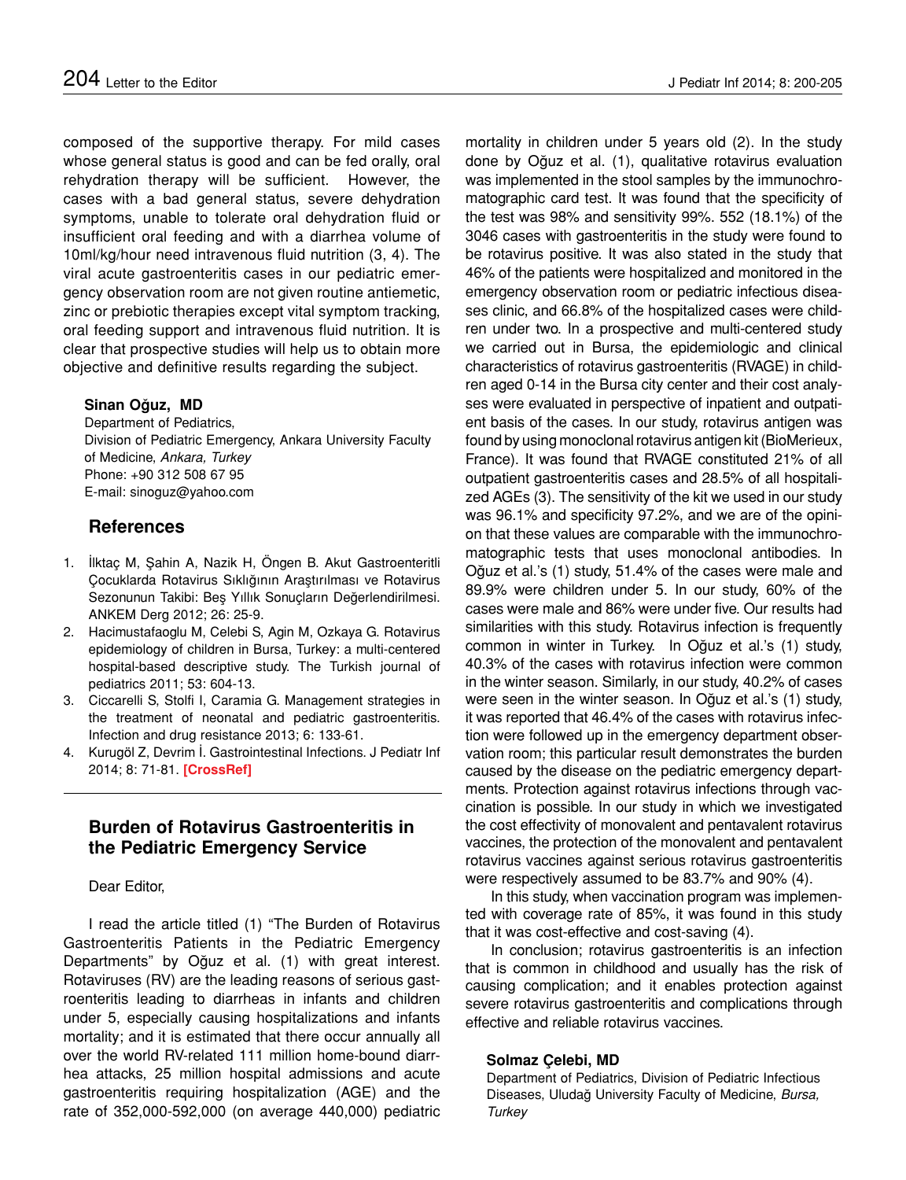composed of the supportive therapy. For mild cases whose general status is good and can be fed orally, oral rehydration therapy will be sufficient. However, the cases with a bad general status, severe dehydration symptoms, unable to tolerate oral dehydration fluid or insufficient oral feeding and with a diarrhea volume of 10ml/kg/hour need intravenous fluid nutrition (3, 4). The viral acute gastroenteritis cases in our pediatric emergency observation room are not given routine antiemetic, zinc or prebiotic therapies except vital symptom tracking, oral feeding support and intravenous fluid nutrition. It is clear that prospective studies will help us to obtain more objective and definitive results regarding the subject.

**Sinan Oğuz, MD**
Department of Pediatrics,
Division of Pediatric Emergency, Ankara University Faculty of Medicine, *Ankara, Turkey*
Phone: +90 312 508 67 95
E-mail: sinoguz@yahoo.com

## References

1. İlktaç M, Şahin A, Nazik H, Öngen B. Akut Gastroenteritli Çocuklarda Rotavirus Sıklığının Araştırılması ve Rotavirus Sezonunun Takibi: Beş Yıllık Sonuçların Değerlendirilmesi. ANKEM Derg 2012; 26: 25-9.
2. Hacimustafaoglu M, Celebi S, Agin M, Ozkaya G. Rotavirus epidemiology of children in Bursa, Turkey: a multi-centered hospital-based descriptive study. The Turkish journal of pediatrics 2011; 53: 604-13.
3. Ciccarelli S, Stolfi I, Caramia G. Management strategies in the treatment of neonatal and pediatric gastroenteritis. Infection and drug resistance 2013; 6: 133-61.
4. Kurugöl Z, Devrim İ. Gastrointestinal Infections. J Pediatr Inf 2014; 8: 71-81. **[CrossRef]**

## Burden of Rotavirus Gastroenteritis in the Pediatric Emergency Service

Dear Editor,

I read the article titled (1) "The Burden of Rotavirus Gastroenteritis Patients in the Pediatric Emergency Departments" by Oğuz et al. (1) with great interest. Rotaviruses (RV) are the leading reasons of serious gastroenteritis leading to diarrheas in infants and children under 5, especially causing hospitalizations and infants mortality; and it is estimated that there occur annually all over the world RV-related 111 million home-bound diarrhea attacks, 25 million hospital admissions and acute gastroenteritis requiring hospitalization (AGE) and the rate of 352,000-592,000 (on average 440,000) pediatric mortality in children under 5 years old (2). In the study done by Oğuz et al. (1), qualitative rotavirus evaluation was implemented in the stool samples by the immunochromatographic card test. It was found that the specificity of the test was 98% and sensitivity 99%. 552 (18.1%) of the 3046 cases with gastroenteritis in the study were found to be rotavirus positive. It was also stated in the study that 46% of the patients were hospitalized and monitored in the emergency observation room or pediatric infectious diseases clinic, and 66.8% of the hospitalized cases were children under two. In a prospective and multi-centered study we carried out in Bursa, the epidemiologic and clinical characteristics of rotavirus gastroenteritis (RVAGE) in children aged 0-14 in the Bursa city center and their cost analyses were evaluated in perspective of inpatient and outpatient basis of the cases. In our study, rotavirus antigen was found by using monoclonal rotavirus antigen kit (BioMerieux, France). It was found that RVAGE constituted 21% of all outpatient gastroenteritis cases and 28.5% of all hospitalized AGEs (3). The sensitivity of the kit we used in our study was 96.1% and specificity 97.2%, and we are of the opinion that these values are comparable with the immunochromatographic tests that uses monoclonal antibodies. In Oğuz et al.'s (1) study, 51.4% of the cases were male and 89.9% were children under 5. In our study, 60% of the cases were male and 86% were under five. Our results had similarities with this study. Rotavirus infection is frequently common in winter in Turkey. In Oğuz et al.'s (1) study, 40.3% of the cases with rotavirus infection were common in the winter season. Similarly, in our study, 40.2% of cases were seen in the winter season. In Oğuz et al.'s (1) study, it was reported that 46.4% of the cases with rotavirus infection were followed up in the emergency department observation room; this particular result demonstrates the burden caused by the disease on the pediatric emergency departments. Protection against rotavirus infections through vaccination is possible. In our study in which we investigated the cost effectivity of monovalent and pentavalent rotavirus vaccines, the protection of the monovalent and pentavalent rotavirus vaccines against serious rotavirus gastroenteritis were respectively assumed to be 83.7% and 90% (4).

In this study, when vaccination program was implemented with coverage rate of 85%, it was found in this study that it was cost-effective and cost-saving (4).

In conclusion; rotavirus gastroenteritis is an infection that is common in childhood and usually has the risk of causing complication; and it enables protection against severe rotavirus gastroenteritis and complications through effective and reliable rotavirus vaccines.

**Solmaz Çelebi, MD**
Department of Pediatrics, Division of Pediatric Infectious Diseases, Uludağ University Faculty of Medicine, *Bursa, Turkey*